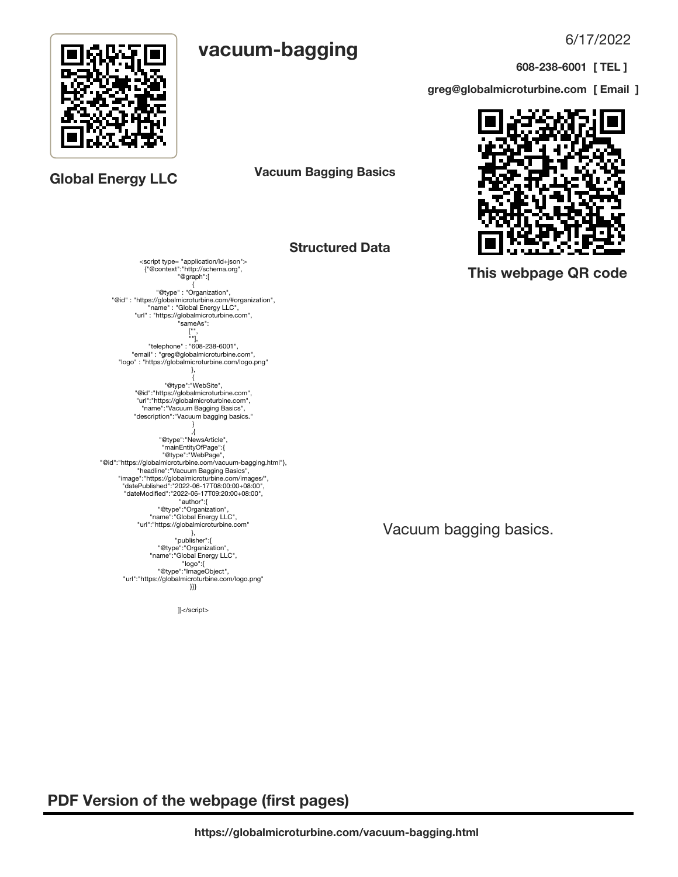# vacuum-bagging

6/17/2022

**608-238-6001 [ TEL ]**

**greg@globalmicroturbine.com [ Email ]**

**Global Energy LLC**

**Vacuum Bagging Basics**

**Structured Data**

**This webpage QR code**

```
<script type= "application/ld+json">
{"@context":"http://schema.org",
"@graph":[
{
"@type" : "Organization",
"@id" : "https://globalmicroturbine.com/#organization",
"name" : "Global Energy LLC",
"url" : "https://globalmicroturbine.com",
"sameAs":
["",
""],
"telephone" : "608-238-6001",
"email" : "greg@globalmicroturbine.com",
"logo" : "https://globalmicroturbine.com/logo.png"
},
{
"@type":"WebSite",
"@id":"https://globalmicroturbine.com",
"url":"https://globalmicroturbine.com",
"name":"Vacuum Bagging Basics",
"description":"Vacuum bagging basics."
}
,{
"@type":"NewsArticle",
"mainEntityOfPage":{
"@type":"WebPage",
"@id":"https://globalmicroturbine.com/vacuum-bagging.html"},
"headline":"Vacuum Bagging Basics",
"image":"https://globalmicroturbine.com/images/",
"datePublished":"2022-06-17T08:00:00+08:00",
"dateModified":"2022-06-17T09:20:00+08:00",
"author":{
"@type":"Organization",
"name":"Global Energy LLC",
"url":"https://globalmicroturbine.com"
},
"publisher":{
"@type":"Organization",
"name":"Global Energy LLC",
"logo":{
"@type":"ImageObject",
"url":"https://globalmicroturbine.com/logo.png"
}}}

]}</script>
```

Vacuum bagging basics.

## PDF Version of the webpage (first pages)

**https://globalmicroturbine.com/vacuum-bagging.html**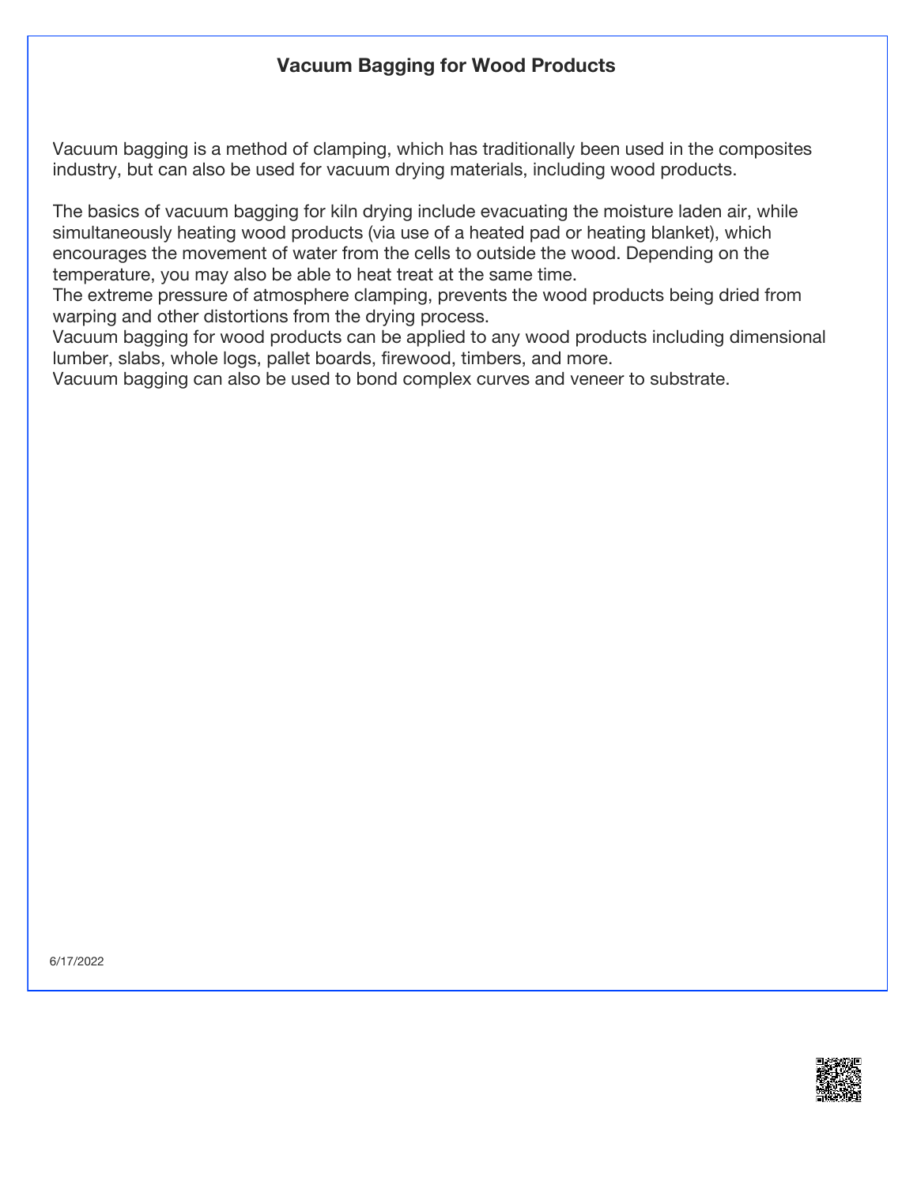# Vacuum Bagging for Wood Products

Vacuum bagging is a method of clamping, which has traditionally been used in the composites industry, but can also be used for vacuum drying materials, including wood products.

The basics of vacuum bagging for kiln drying include evacuating the moisture laden air, while simultaneously heating wood products (via use of a heated pad or heating blanket), which encourages the movement of water from the cells to outside the wood. Depending on the temperature, you may also be able to heat treat at the same time.
The extreme pressure of atmosphere clamping, prevents the wood products being dried from warping and other distortions from the drying process.
Vacuum bagging for wood products can be applied to any wood products including dimensional lumber, slabs, whole logs, pallet boards, firewood, timbers, and more.
Vacuum bagging can also be used to bond complex curves and veneer to substrate.

6/17/2022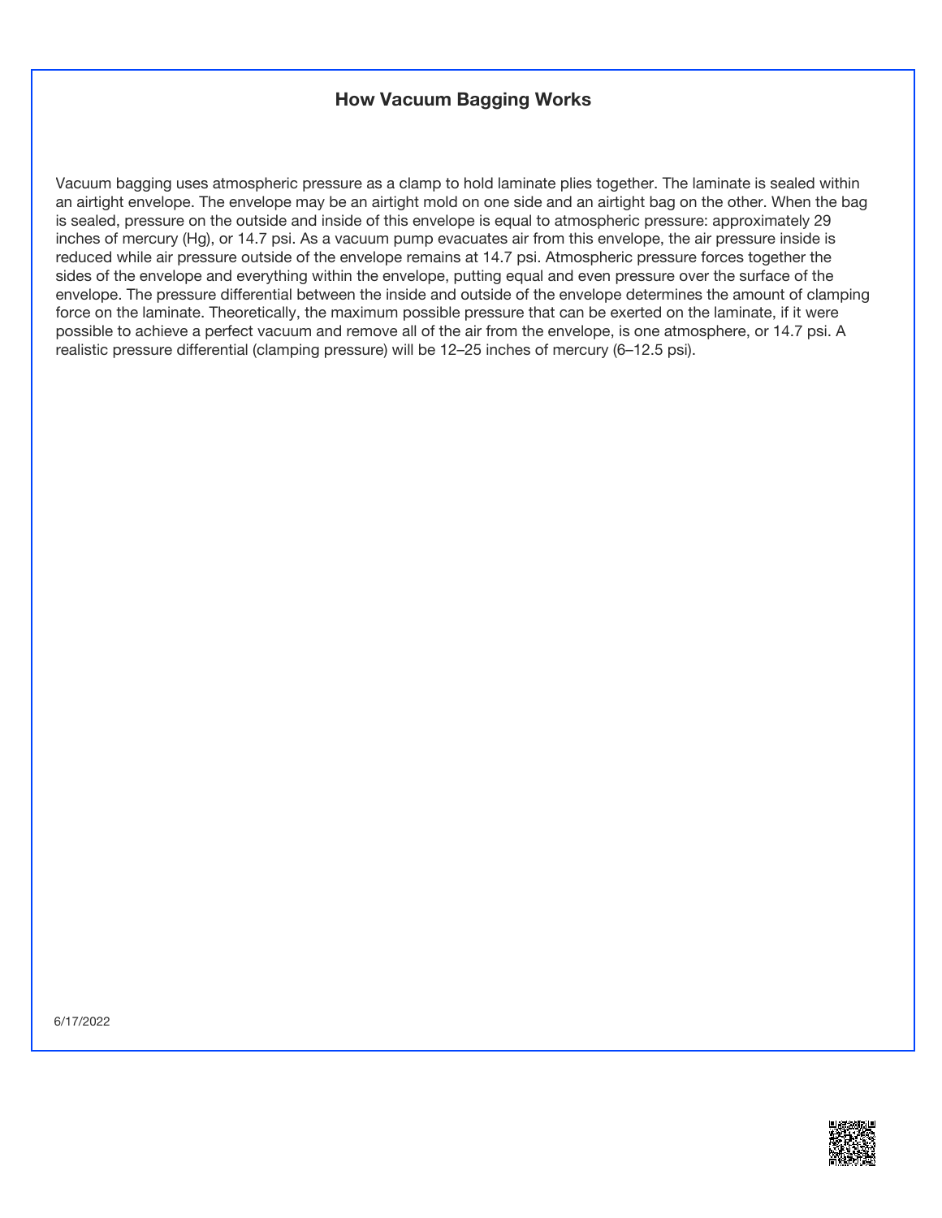# How Vacuum Bagging Works

Vacuum bagging uses atmospheric pressure as a clamp to hold laminate plies together. The laminate is sealed within an airtight envelope. The envelope may be an airtight mold on one side and an airtight bag on the other. When the bag is sealed, pressure on the outside and inside of this envelope is equal to atmospheric pressure: approximately 29 inches of mercury (Hg), or 14.7 psi. As a vacuum pump evacuates air from this envelope, the air pressure inside is reduced while air pressure outside of the envelope remains at 14.7 psi. Atmospheric pressure forces together the sides of the envelope and everything within the envelope, putting equal and even pressure over the surface of the envelope. The pressure differential between the inside and outside of the envelope determines the amount of clamping force on the laminate. Theoretically, the maximum possible pressure that can be exerted on the laminate, if it were possible to achieve a perfect vacuum and remove all of the air from the envelope, is one atmosphere, or 14.7 psi. A realistic pressure differential (clamping pressure) will be 12–25 inches of mercury (6–12.5 psi).

6/17/2022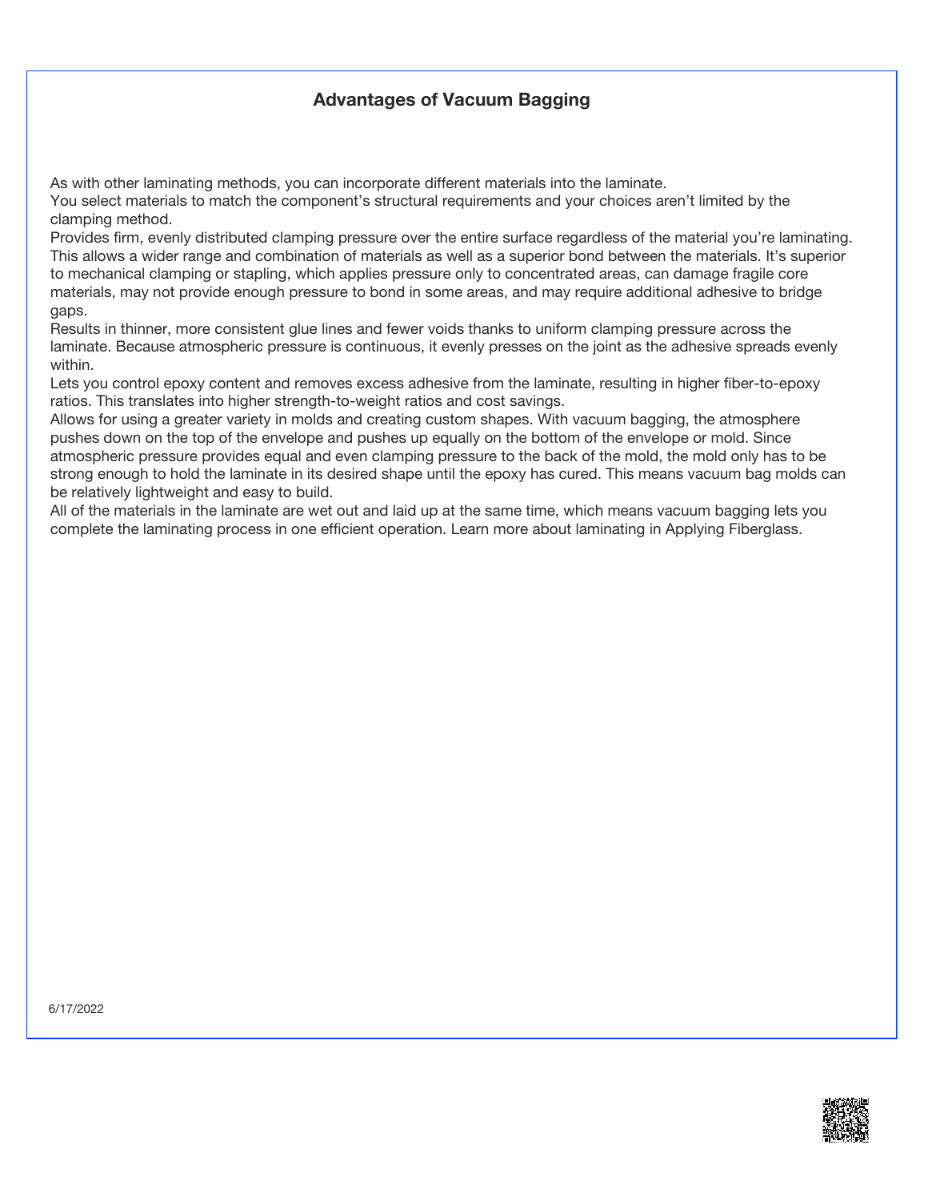## Advantages of Vacuum Bagging

As with other laminating methods, you can incorporate different materials into the laminate.

You select materials to match the component's structural requirements and your choices aren't limited by the clamping method.

Provides firm, evenly distributed clamping pressure over the entire surface regardless of the material you're laminating. This allows a wider range and combination of materials as well as a superior bond between the materials. It's superior to mechanical clamping or stapling, which applies pressure only to concentrated areas, can damage fragile core materials, may not provide enough pressure to bond in some areas, and may require additional adhesive to bridge gaps.

Results in thinner, more consistent glue lines and fewer voids thanks to uniform clamping pressure across the laminate. Because atmospheric pressure is continuous, it evenly presses on the joint as the adhesive spreads evenly within.

Lets you control epoxy content and removes excess adhesive from the laminate, resulting in higher fiber-to-epoxy ratios. This translates into higher strength-to-weight ratios and cost savings.

Allows for using a greater variety in molds and creating custom shapes. With vacuum bagging, the atmosphere pushes down on the top of the envelope and pushes up equally on the bottom of the envelope or mold. Since atmospheric pressure provides equal and even clamping pressure to the back of the mold, the mold only has to be strong enough to hold the laminate in its desired shape until the epoxy has cured. This means vacuum bag molds can be relatively lightweight and easy to build.

All of the materials in the laminate are wet out and laid up at the same time, which means vacuum bagging lets you complete the laminating process in one efficient operation. Learn more about laminating in Applying Fiberglass.

6/17/2022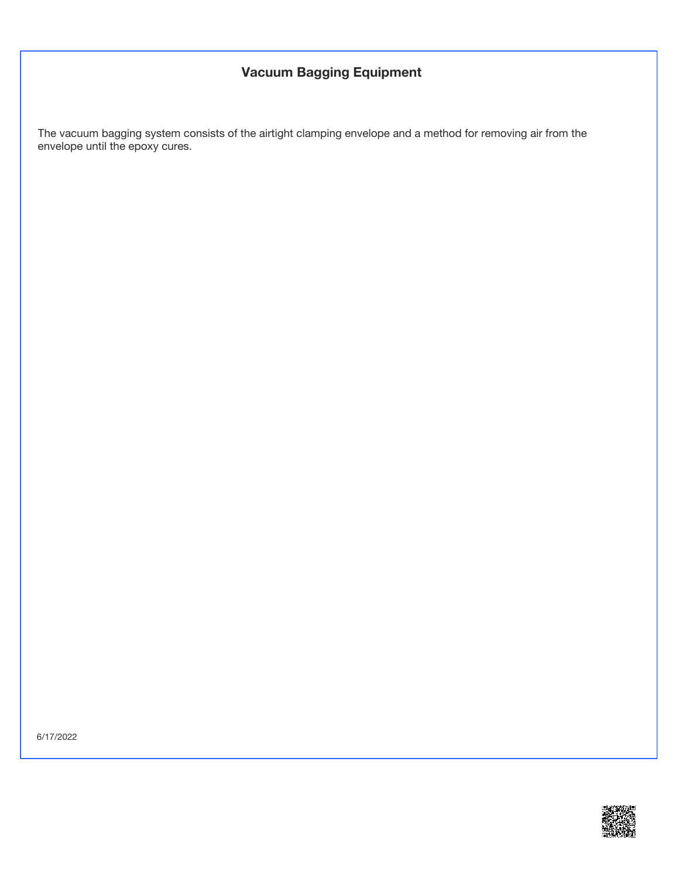## Vacuum Bagging Equipment

The vacuum bagging system consists of the airtight clamping envelope and a method for removing air from the envelope until the epoxy cures.

6/17/2022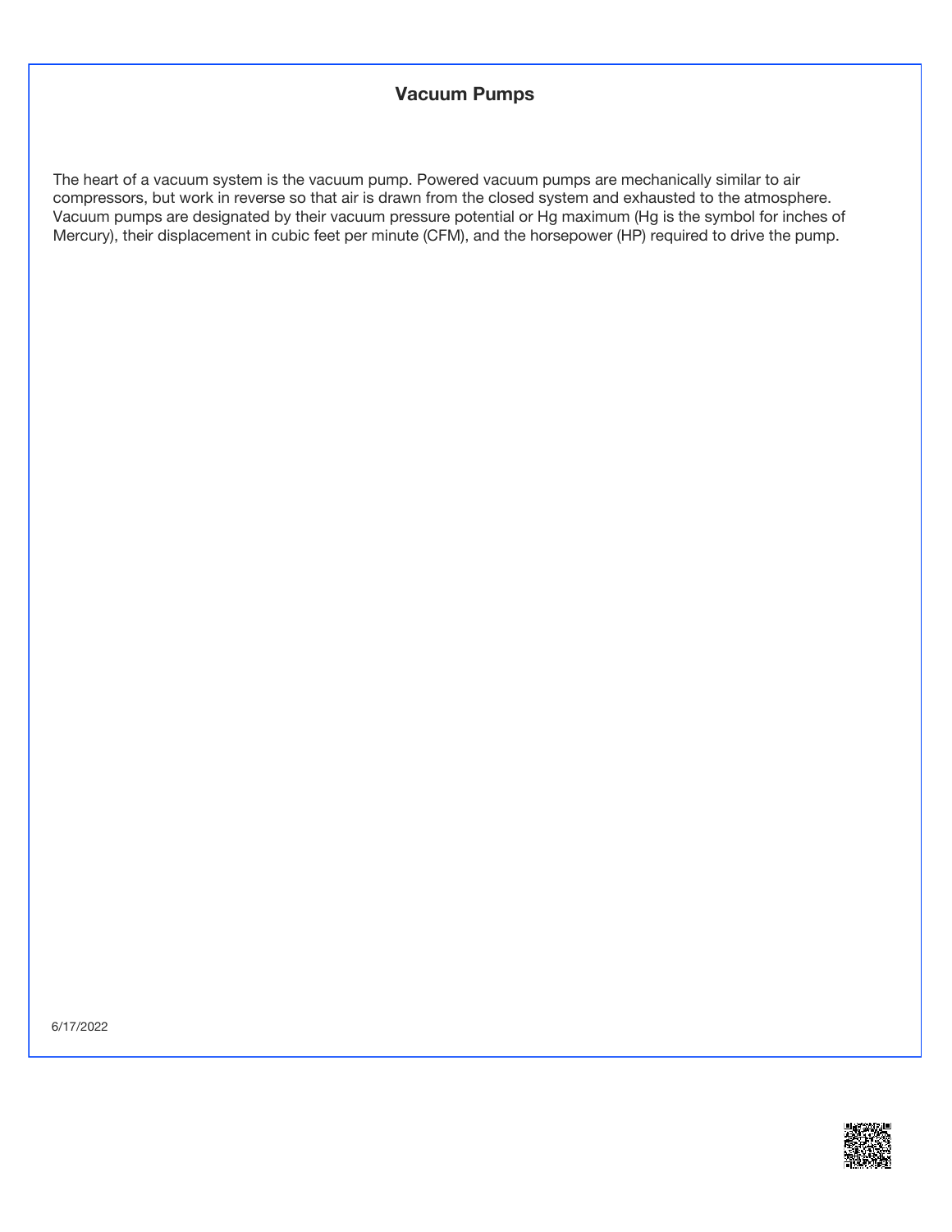# Vacuum Pumps

The heart of a vacuum system is the vacuum pump. Powered vacuum pumps are mechanically similar to air compressors, but work in reverse so that air is drawn from the closed system and exhausted to the atmosphere. Vacuum pumps are designated by their vacuum pressure potential or Hg maximum (Hg is the symbol for inches of Mercury), their displacement in cubic feet per minute (CFM), and the horsepower (HP) required to drive the pump.

6/17/2022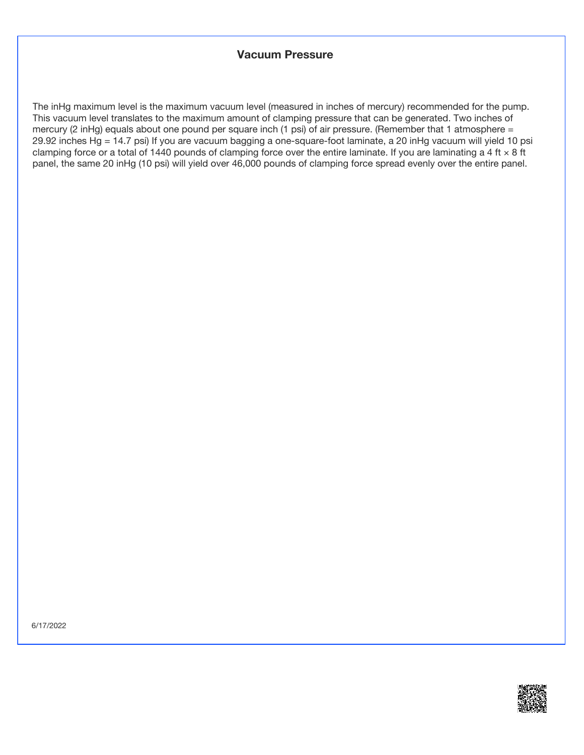## Vacuum Pressure

The inHg maximum level is the maximum vacuum level (measured in inches of mercury) recommended for the pump. This vacuum level translates to the maximum amount of clamping pressure that can be generated. Two inches of mercury (2 inHg) equals about one pound per square inch (1 psi) of air pressure. (Remember that 1 atmosphere = 29.92 inches Hg = 14.7 psi) If you are vacuum bagging a one-square-foot laminate, a 20 inHg vacuum will yield 10 psi clamping force or a total of 1440 pounds of clamping force over the entire laminate. If you are laminating a 4 ft × 8 ft panel, the same 20 inHg (10 psi) will yield over 46,000 pounds of clamping force spread evenly over the entire panel.

6/17/2022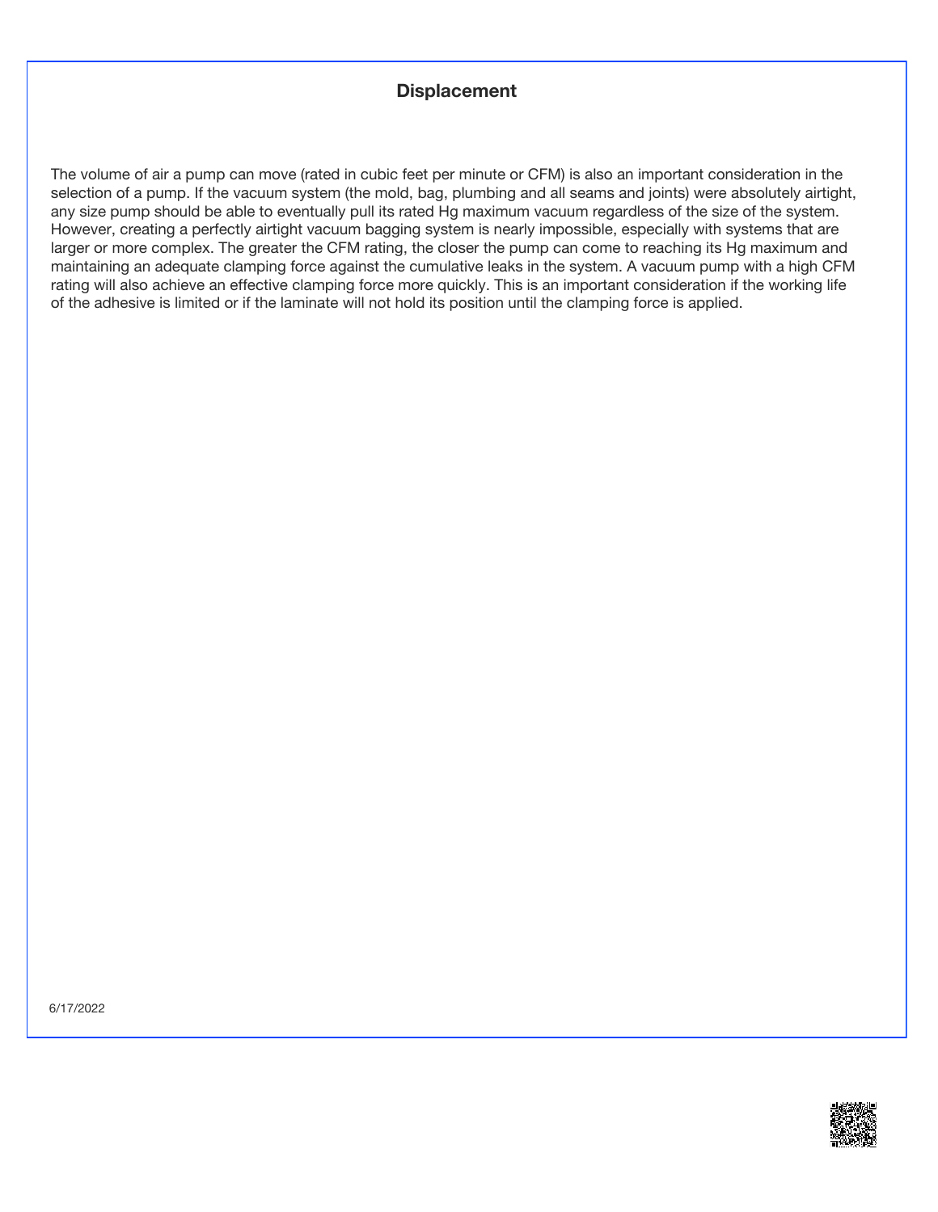## Displacement

The volume of air a pump can move (rated in cubic feet per minute or CFM) is also an important consideration in the selection of a pump. If the vacuum system (the mold, bag, plumbing and all seams and joints) were absolutely airtight, any size pump should be able to eventually pull its rated Hg maximum vacuum regardless of the size of the system. However, creating a perfectly airtight vacuum bagging system is nearly impossible, especially with systems that are larger or more complex. The greater the CFM rating, the closer the pump can come to reaching its Hg maximum and maintaining an adequate clamping force against the cumulative leaks in the system. A vacuum pump with a high CFM rating will also achieve an effective clamping force more quickly. This is an important consideration if the working life of the adhesive is limited or if the laminate will not hold its position until the clamping force is applied.

6/17/2022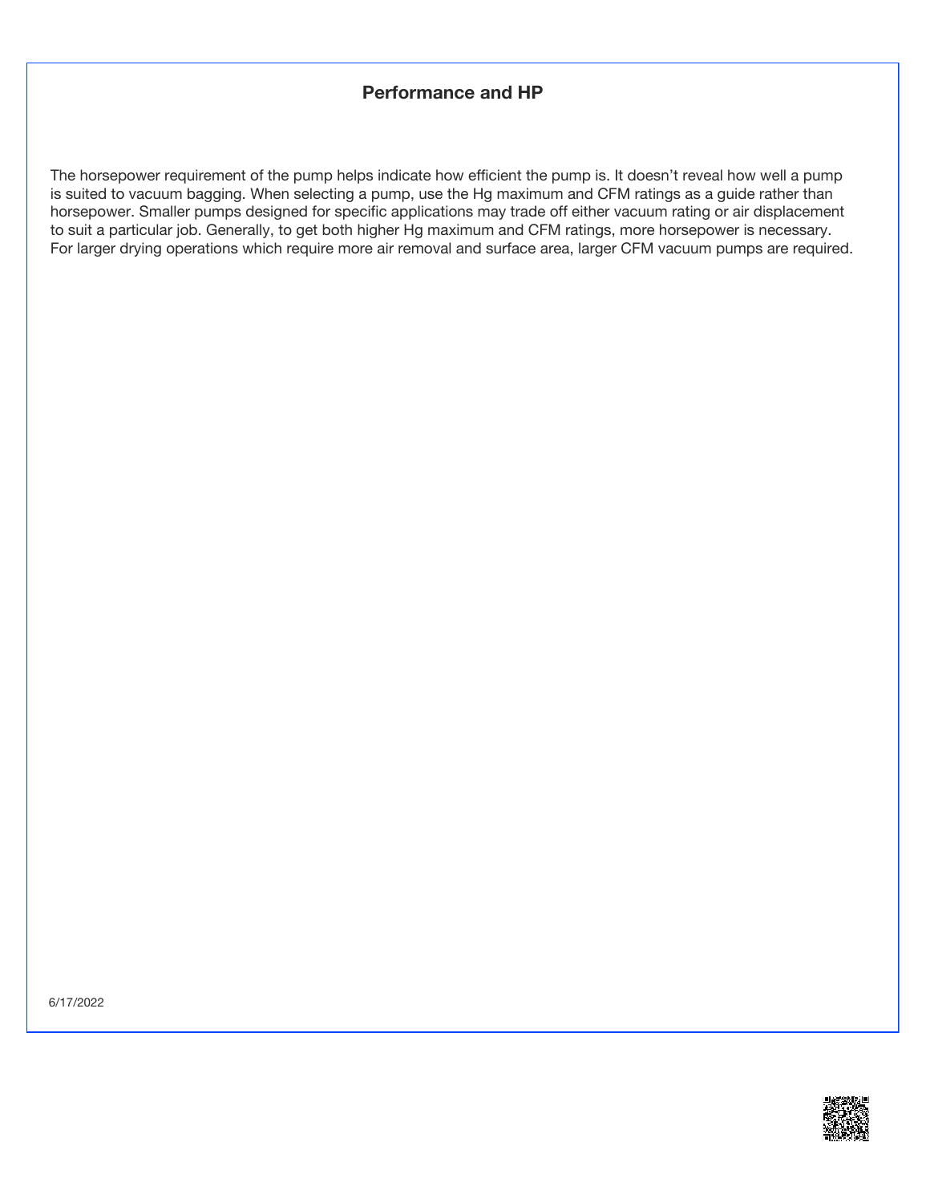## Performance and HP

The horsepower requirement of the pump helps indicate how efficient the pump is. It doesn't reveal how well a pump is suited to vacuum bagging. When selecting a pump, use the Hg maximum and CFM ratings as a guide rather than horsepower. Smaller pumps designed for specific applications may trade off either vacuum rating or air displacement to suit a particular job. Generally, to get both higher Hg maximum and CFM ratings, more horsepower is necessary. For larger drying operations which require more air removal and surface area, larger CFM vacuum pumps are required.

6/17/2022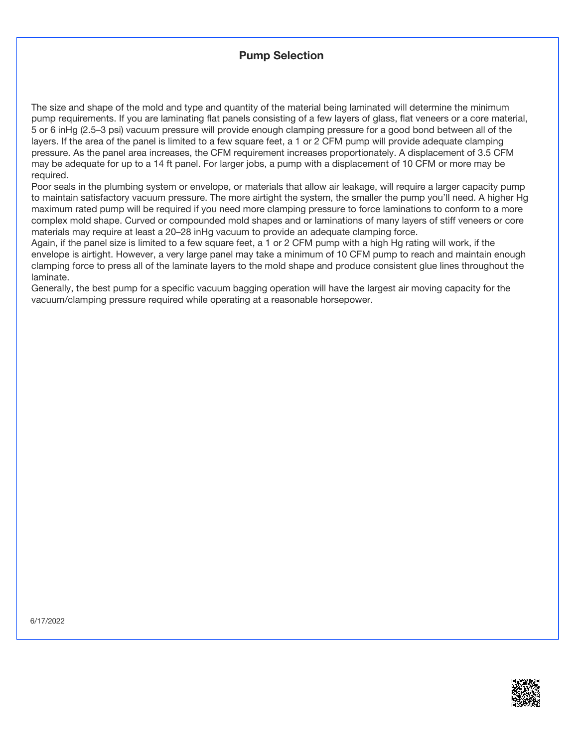## Pump Selection

The size and shape of the mold and type and quantity of the material being laminated will determine the minimum pump requirements. If you are laminating flat panels consisting of a few layers of glass, flat veneers or a core material, 5 or 6 inHg (2.5–3 psi) vacuum pressure will provide enough clamping pressure for a good bond between all of the layers. If the area of the panel is limited to a few square feet, a 1 or 2 CFM pump will provide adequate clamping pressure. As the panel area increases, the CFM requirement increases proportionately. A displacement of 3.5 CFM may be adequate for up to a 14 ft panel. For larger jobs, a pump with a displacement of 10 CFM or more may be required.

Poor seals in the plumbing system or envelope, or materials that allow air leakage, will require a larger capacity pump to maintain satisfactory vacuum pressure. The more airtight the system, the smaller the pump you'll need. A higher Hg maximum rated pump will be required if you need more clamping pressure to force laminations to conform to a more complex mold shape. Curved or compounded mold shapes and or laminations of many layers of stiff veneers or core materials may require at least a 20–28 inHg vacuum to provide an adequate clamping force.

Again, if the panel size is limited to a few square feet, a 1 or 2 CFM pump with a high Hg rating will work, if the envelope is airtight. However, a very large panel may take a minimum of 10 CFM pump to reach and maintain enough clamping force to press all of the laminate layers to the mold shape and produce consistent glue lines throughout the laminate.

Generally, the best pump for a specific vacuum bagging operation will have the largest air moving capacity for the vacuum/clamping pressure required while operating at a reasonable horsepower.

6/17/2022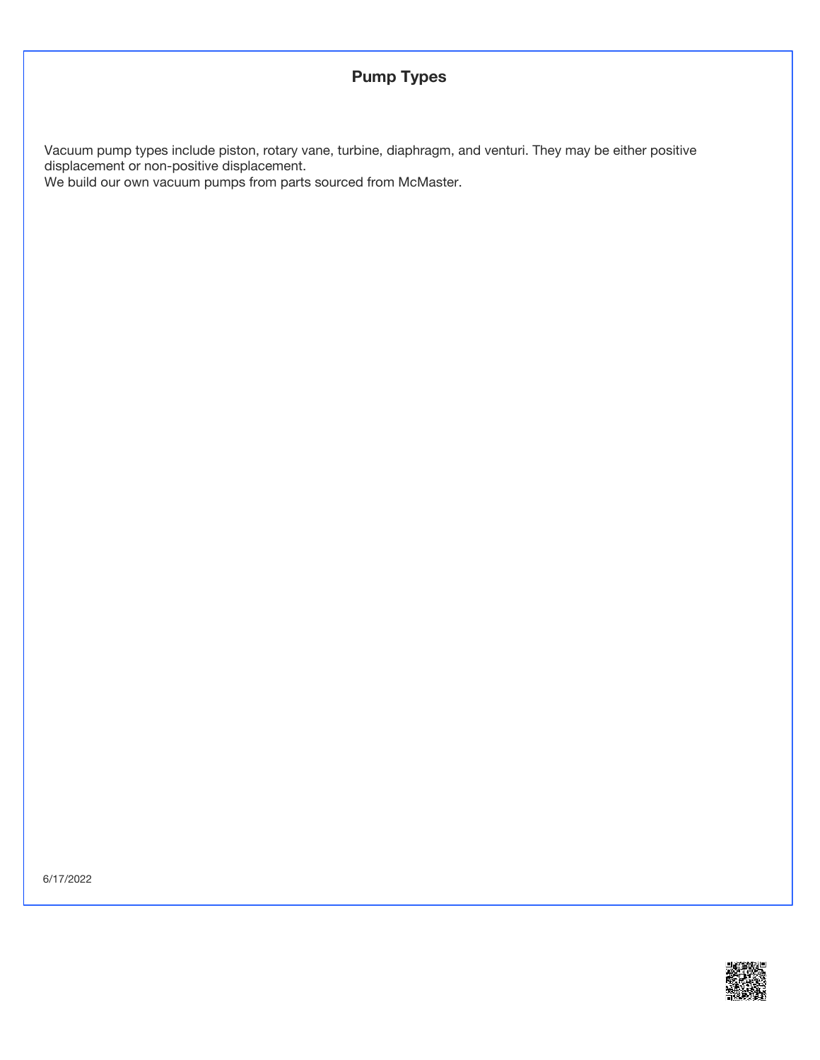# Pump Types

Vacuum pump types include piston, rotary vane, turbine, diaphragm, and venturi. They may be either positive displacement or non-positive displacement.
We build our own vacuum pumps from parts sourced from McMaster.

6/17/2022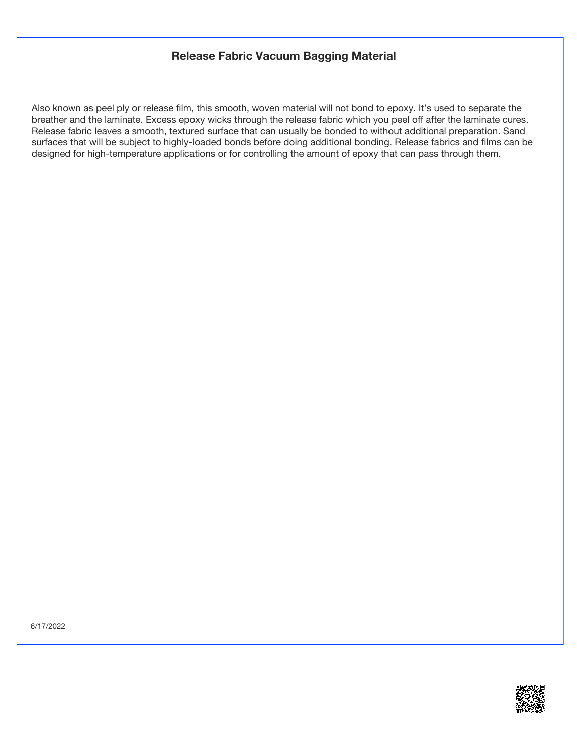## Release Fabric Vacuum Bagging Material

Also known as peel ply or release film, this smooth, woven material will not bond to epoxy. It's used to separate the breather and the laminate. Excess epoxy wicks through the release fabric which you peel off after the laminate cures. Release fabric leaves a smooth, textured surface that can usually be bonded to without additional preparation. Sand surfaces that will be subject to highly-loaded bonds before doing additional bonding. Release fabrics and films can be designed for high-temperature applications or for controlling the amount of epoxy that can pass through them.

6/17/2022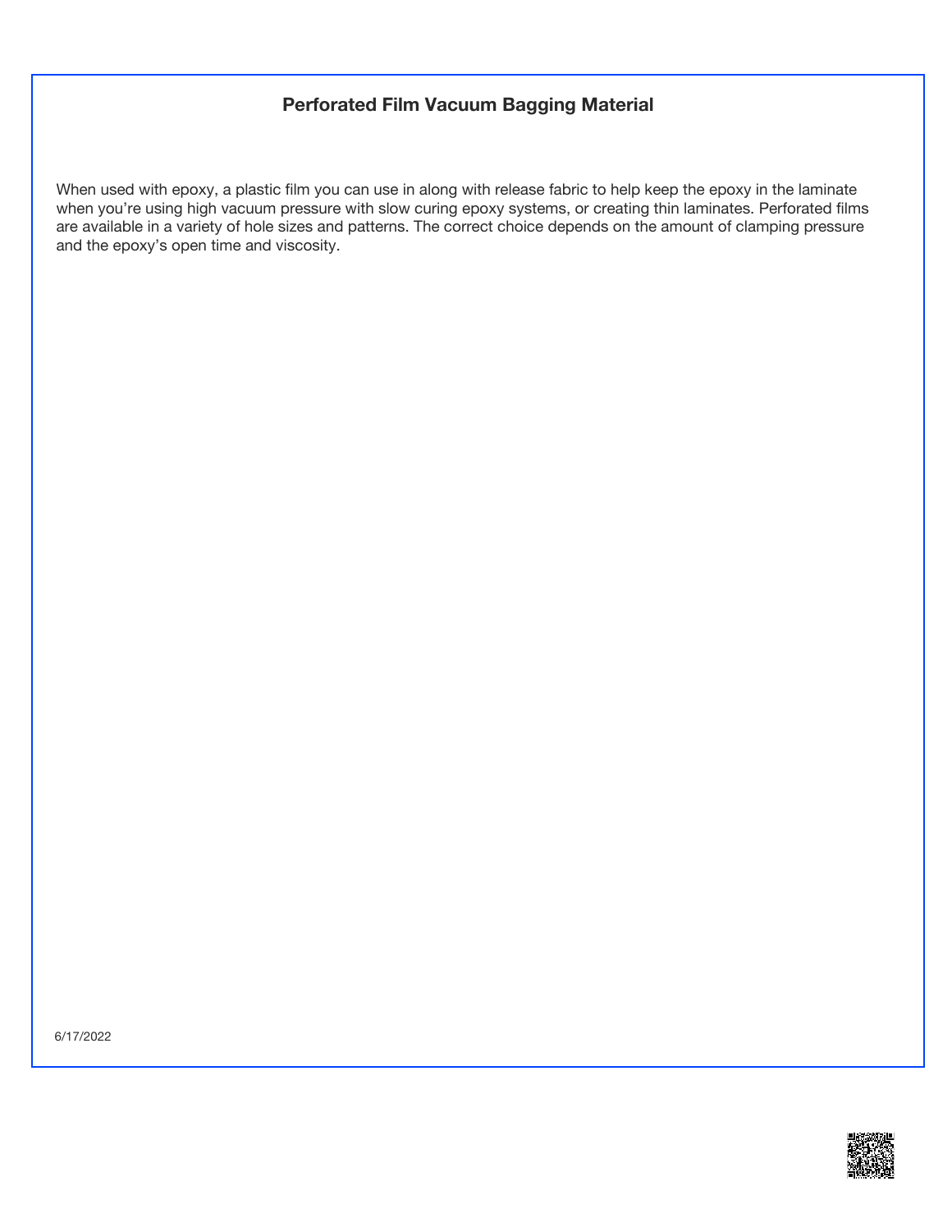## Perforated Film Vacuum Bagging Material

When used with epoxy, a plastic film you can use in along with release fabric to help keep the epoxy in the laminate when you're using high vacuum pressure with slow curing epoxy systems, or creating thin laminates. Perforated films are available in a variety of hole sizes and patterns. The correct choice depends on the amount of clamping pressure and the epoxy's open time and viscosity.

6/17/2022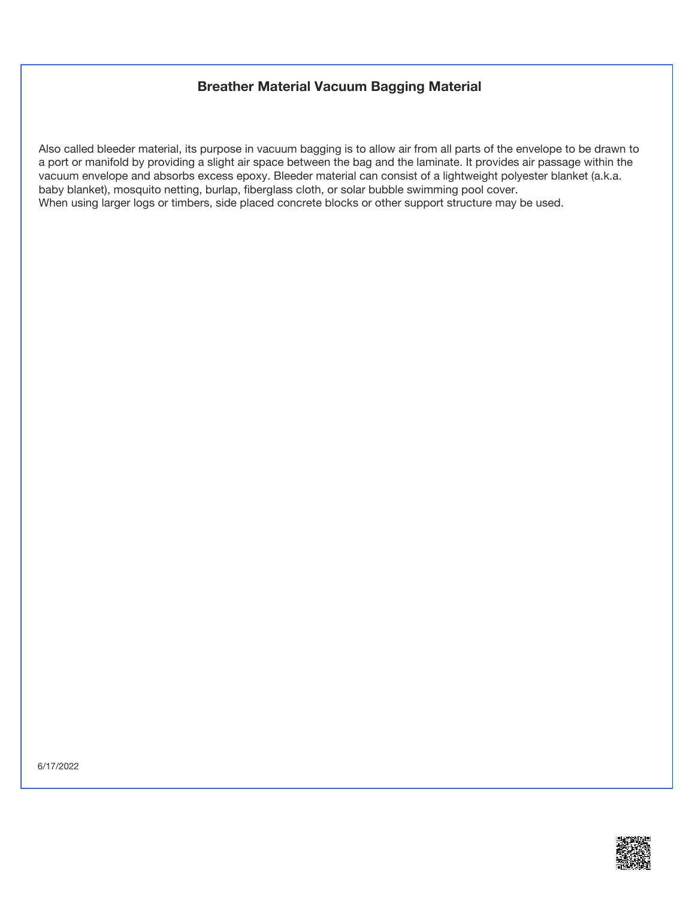## Breather Material Vacuum Bagging Material

Also called bleeder material, its purpose in vacuum bagging is to allow air from all parts of the envelope to be drawn to a port or manifold by providing a slight air space between the bag and the laminate. It provides air passage within the vacuum envelope and absorbs excess epoxy. Bleeder material can consist of a lightweight polyester blanket (a.k.a. baby blanket), mosquito netting, burlap, fiberglass cloth, or solar bubble swimming pool cover.
When using larger logs or timbers, side placed concrete blocks or other support structure may be used.

6/17/2022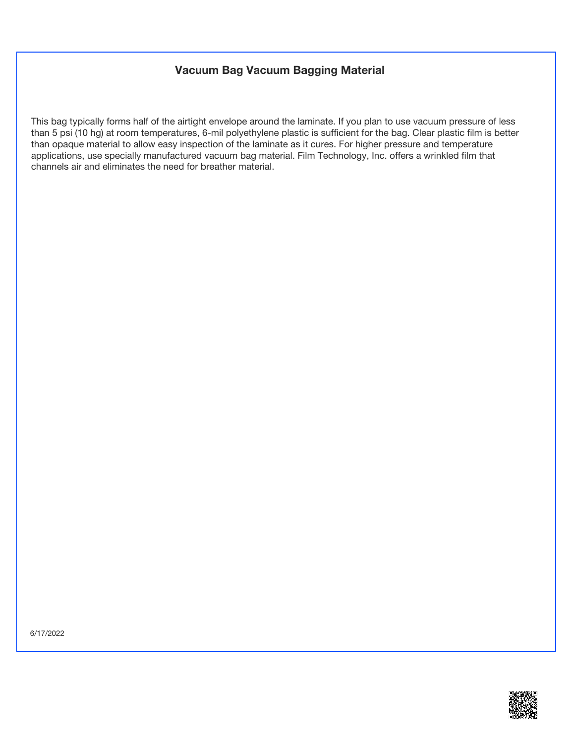## Vacuum Bag Vacuum Bagging Material

This bag typically forms half of the airtight envelope around the laminate. If you plan to use vacuum pressure of less than 5 psi (10 hg) at room temperatures, 6-mil polyethylene plastic is sufficient for the bag. Clear plastic film is better than opaque material to allow easy inspection of the laminate as it cures. For higher pressure and temperature applications, use specially manufactured vacuum bag material. Film Technology, Inc. offers a wrinkled film that channels air and eliminates the need for breather material.

6/17/2022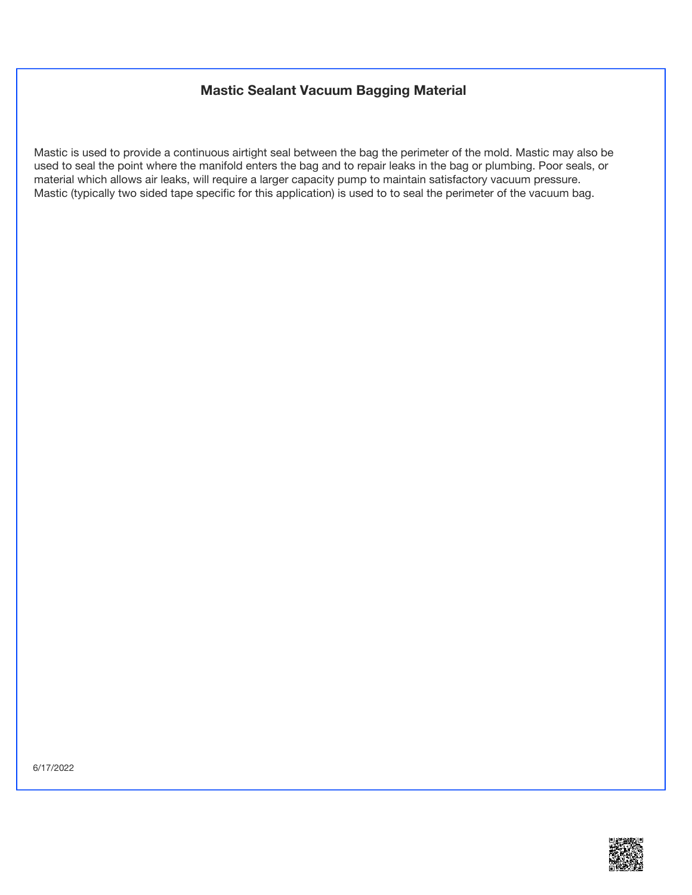# Mastic Sealant Vacuum Bagging Material

Mastic is used to provide a continuous airtight seal between the bag the perimeter of the mold. Mastic may also be used to seal the point where the manifold enters the bag and to repair leaks in the bag or plumbing. Poor seals, or material which allows air leaks, will require a larger capacity pump to maintain satisfactory vacuum pressure. Mastic (typically two sided tape specific for this application) is used to to seal the perimeter of the vacuum bag.

6/17/2022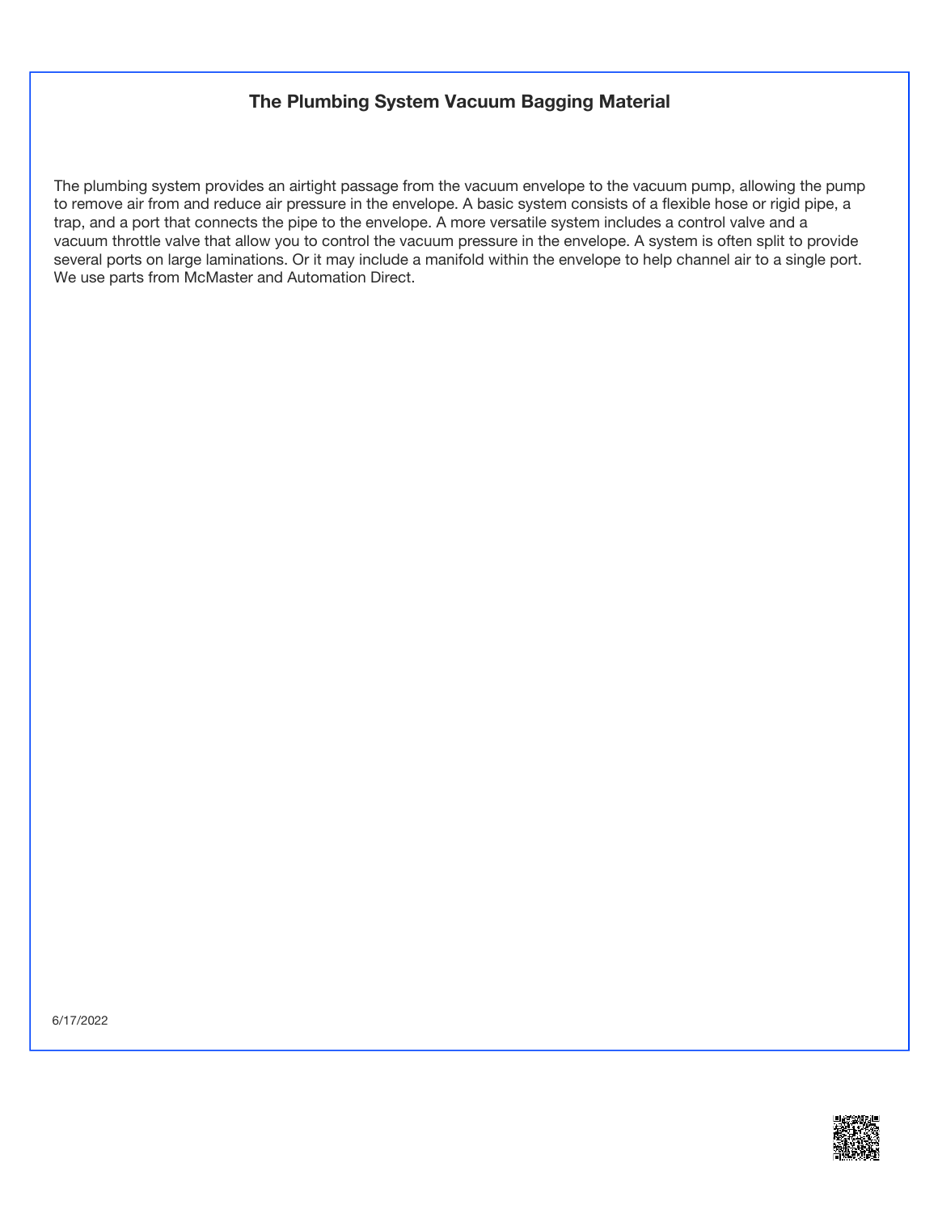## The Plumbing System Vacuum Bagging Material

The plumbing system provides an airtight passage from the vacuum envelope to the vacuum pump, allowing the pump to remove air from and reduce air pressure in the envelope. A basic system consists of a flexible hose or rigid pipe, a trap, and a port that connects the pipe to the envelope. A more versatile system includes a control valve and a vacuum throttle valve that allow you to control the vacuum pressure in the envelope. A system is often split to provide several ports on large laminations. Or it may include a manifold within the envelope to help channel air to a single port. We use parts from McMaster and Automation Direct.

6/17/2022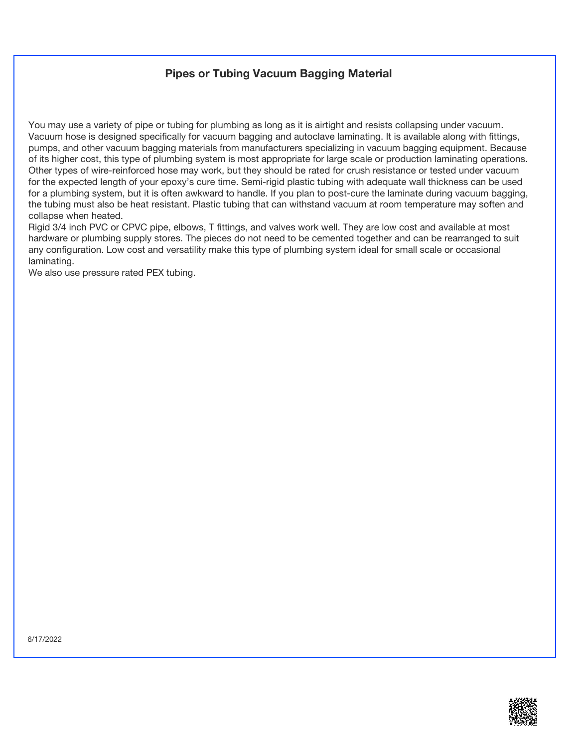## Pipes or Tubing Vacuum Bagging Material

You may use a variety of pipe or tubing for plumbing as long as it is airtight and resists collapsing under vacuum. Vacuum hose is designed specifically for vacuum bagging and autoclave laminating. It is available along with fittings, pumps, and other vacuum bagging materials from manufacturers specializing in vacuum bagging equipment. Because of its higher cost, this type of plumbing system is most appropriate for large scale or production laminating operations. Other types of wire-reinforced hose may work, but they should be rated for crush resistance or tested under vacuum for the expected length of your epoxy's cure time. Semi-rigid plastic tubing with adequate wall thickness can be used for a plumbing system, but it is often awkward to handle. If you plan to post-cure the laminate during vacuum bagging, the tubing must also be heat resistant. Plastic tubing that can withstand vacuum at room temperature may soften and collapse when heated.

Rigid 3/4 inch PVC or CPVC pipe, elbows, T fittings, and valves work well. They are low cost and available at most hardware or plumbing supply stores. The pieces do not need to be cemented together and can be rearranged to suit any configuration. Low cost and versatility make this type of plumbing system ideal for small scale or occasional laminating.

We also use pressure rated PEX tubing.

6/17/2022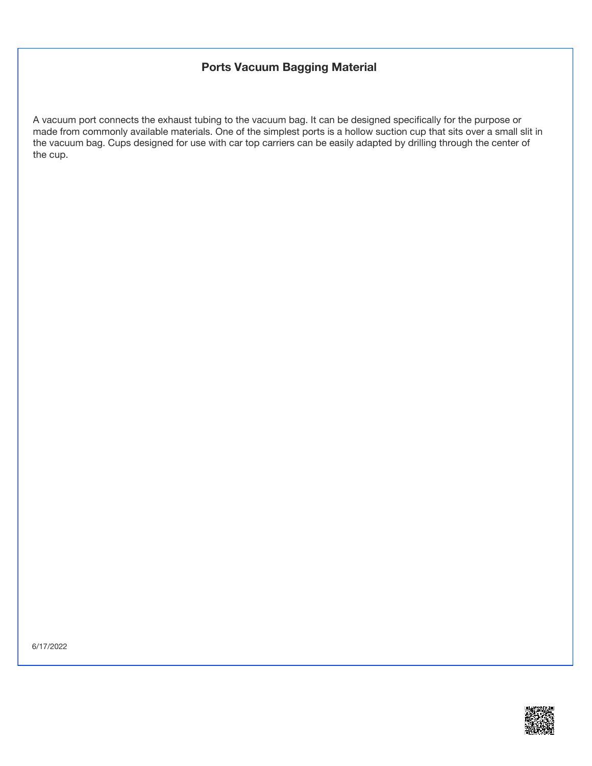## Ports Vacuum Bagging Material

A vacuum port connects the exhaust tubing to the vacuum bag. It can be designed specifically for the purpose or made from commonly available materials. One of the simplest ports is a hollow suction cup that sits over a small slit in the vacuum bag. Cups designed for use with car top carriers can be easily adapted by drilling through the center of the cup.

6/17/2022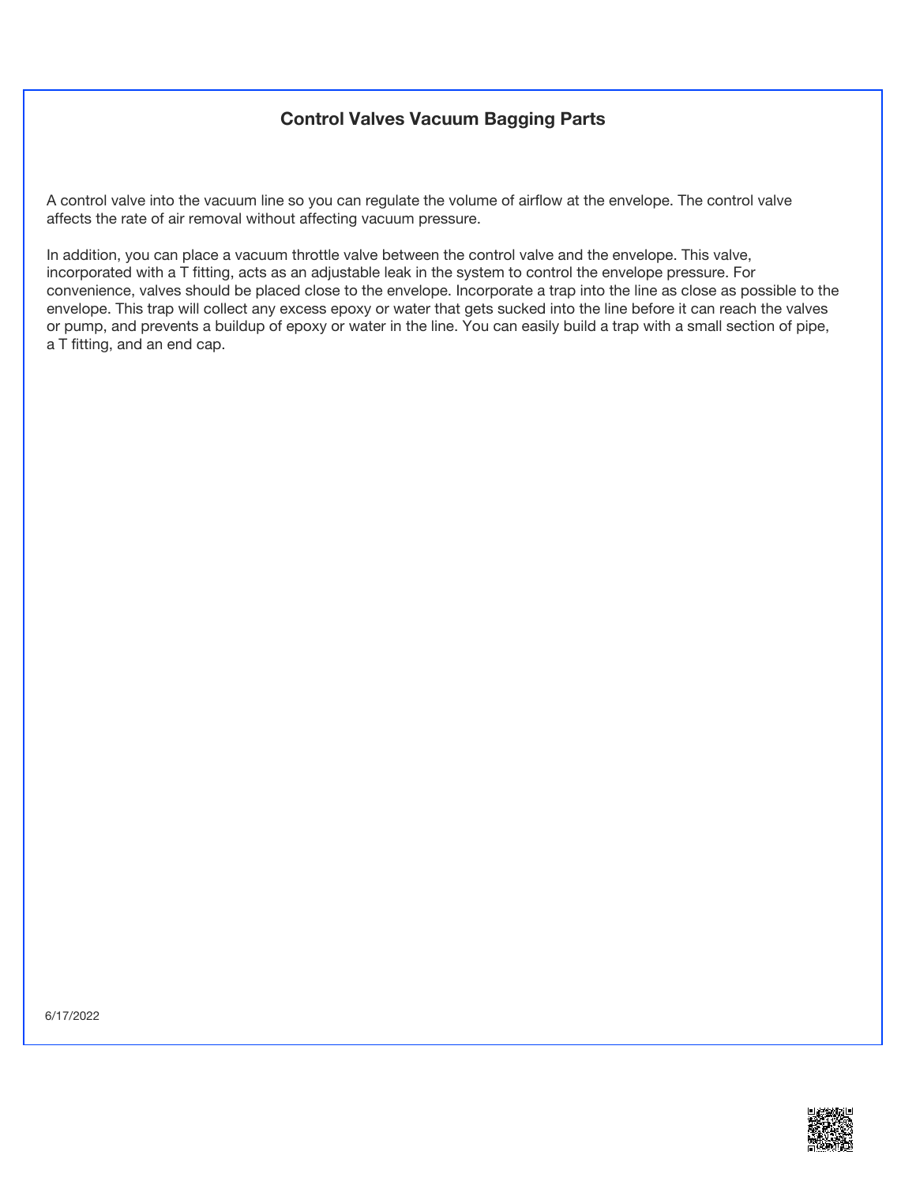# Control Valves Vacuum Bagging Parts

A control valve into the vacuum line so you can regulate the volume of airflow at the envelope. The control valve affects the rate of air removal without affecting vacuum pressure.

In addition, you can place a vacuum throttle valve between the control valve and the envelope. This valve, incorporated with a T fitting, acts as an adjustable leak in the system to control the envelope pressure. For convenience, valves should be placed close to the envelope. Incorporate a trap into the line as close as possible to the envelope. This trap will collect any excess epoxy or water that gets sucked into the line before it can reach the valves or pump, and prevents a buildup of epoxy or water in the line. You can easily build a trap with a small section of pipe, a T fitting, and an end cap.

6/17/2022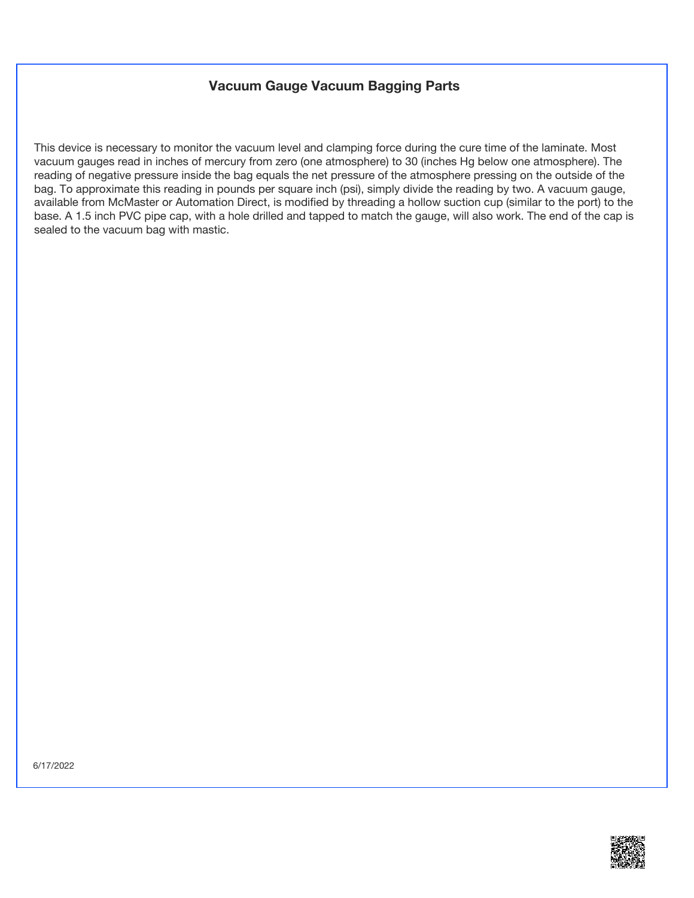## Vacuum Gauge Vacuum Bagging Parts

This device is necessary to monitor the vacuum level and clamping force during the cure time of the laminate. Most vacuum gauges read in inches of mercury from zero (one atmosphere) to 30 (inches Hg below one atmosphere). The reading of negative pressure inside the bag equals the net pressure of the atmosphere pressing on the outside of the bag. To approximate this reading in pounds per square inch (psi), simply divide the reading by two. A vacuum gauge, available from McMaster or Automation Direct, is modified by threading a hollow suction cup (similar to the port) to the base. A 1.5 inch PVC pipe cap, with a hole drilled and tapped to match the gauge, will also work. The end of the cap is sealed to the vacuum bag with mastic.

6/17/2022